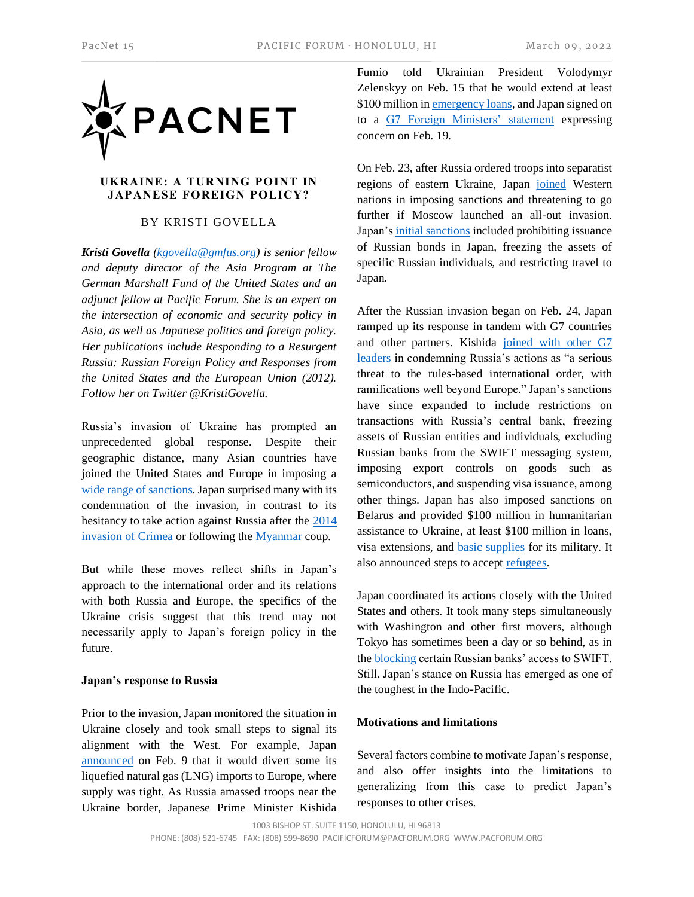# UKRAINE: A TURNING POINT IN JAPANESE FOREIGN POLICY?

BY KRISTI GOVELLA

***Kristi Govella*** *(kgovella@gmfus.org)* *is senior fellow and deputy director of the Asia Program at The German Marshall Fund of the United States and an adjunct fellow at Pacific Forum. She is an expert on the intersection of economic and security policy in Asia, as well as Japanese politics and foreign policy. Her publications include Responding to a Resurgent Russia: Russian Foreign Policy and Responses from the United States and the European Union (2012). Follow her on Twitter @KristiGovella.*

Russia's invasion of Ukraine has prompted an unprecedented global response. Despite their geographic distance, many Asian countries have joined the United States and Europe in imposing a wide range of sanctions. Japan surprised many with its condemnation of the invasion, in contrast to its hesitancy to take action against Russia after the 2014 invasion of Crimea or following the Myanmar coup.

But while these moves reflect shifts in Japan's approach to the international order and its relations with both Russia and Europe, the specifics of the Ukraine crisis suggest that this trend may not necessarily apply to Japan's foreign policy in the future.

**Japan's response to Russia**

Prior to the invasion, Japan monitored the situation in Ukraine closely and took small steps to signal its alignment with the West. For example, Japan announced on Feb. 9 that it would divert some its liquefied natural gas (LNG) imports to Europe, where supply was tight. As Russia amassed troops near the Ukraine border, Japanese Prime Minister Kishida Fumio told Ukrainian President Volodymyr Zelenskyy on Feb. 15 that he would extend at least $100 million in emergency loans, and Japan signed on to a G7 Foreign Ministers' statement expressing concern on Feb. 19.

On Feb. 23, after Russia ordered troops into separatist regions of eastern Ukraine, Japan joined Western nations in imposing sanctions and threatening to go further if Moscow launched an all-out invasion. Japan's initial sanctions included prohibiting issuance of Russian bonds in Japan, freezing the assets of specific Russian individuals, and restricting travel to Japan.

After the Russian invasion began on Feb. 24, Japan ramped up its response in tandem with G7 countries and other partners. Kishida joined with other G7 leaders in condemning Russia's actions as "a serious threat to the rules-based international order, with ramifications well beyond Europe." Japan's sanctions have since expanded to include restrictions on transactions with Russia's central bank, freezing assets of Russian entities and individuals, excluding Russian banks from the SWIFT messaging system, imposing export controls on goods such as semiconductors, and suspending visa issuance, among other things. Japan has also imposed sanctions on Belarus and provided $100 million in humanitarian assistance to Ukraine, at least $100 million in loans, visa extensions, and basic supplies for its military. It also announced steps to accept refugees.

Japan coordinated its actions closely with the United States and others. It took many steps simultaneously with Washington and other first movers, although Tokyo has sometimes been a day or so behind, as in the blocking certain Russian banks' access to SWIFT. Still, Japan's stance on Russia has emerged as one of the toughest in the Indo-Pacific.

**Motivations and limitations**

Several factors combine to motivate Japan's response, and also offer insights into the limitations to generalizing from this case to predict Japan's responses to other crises.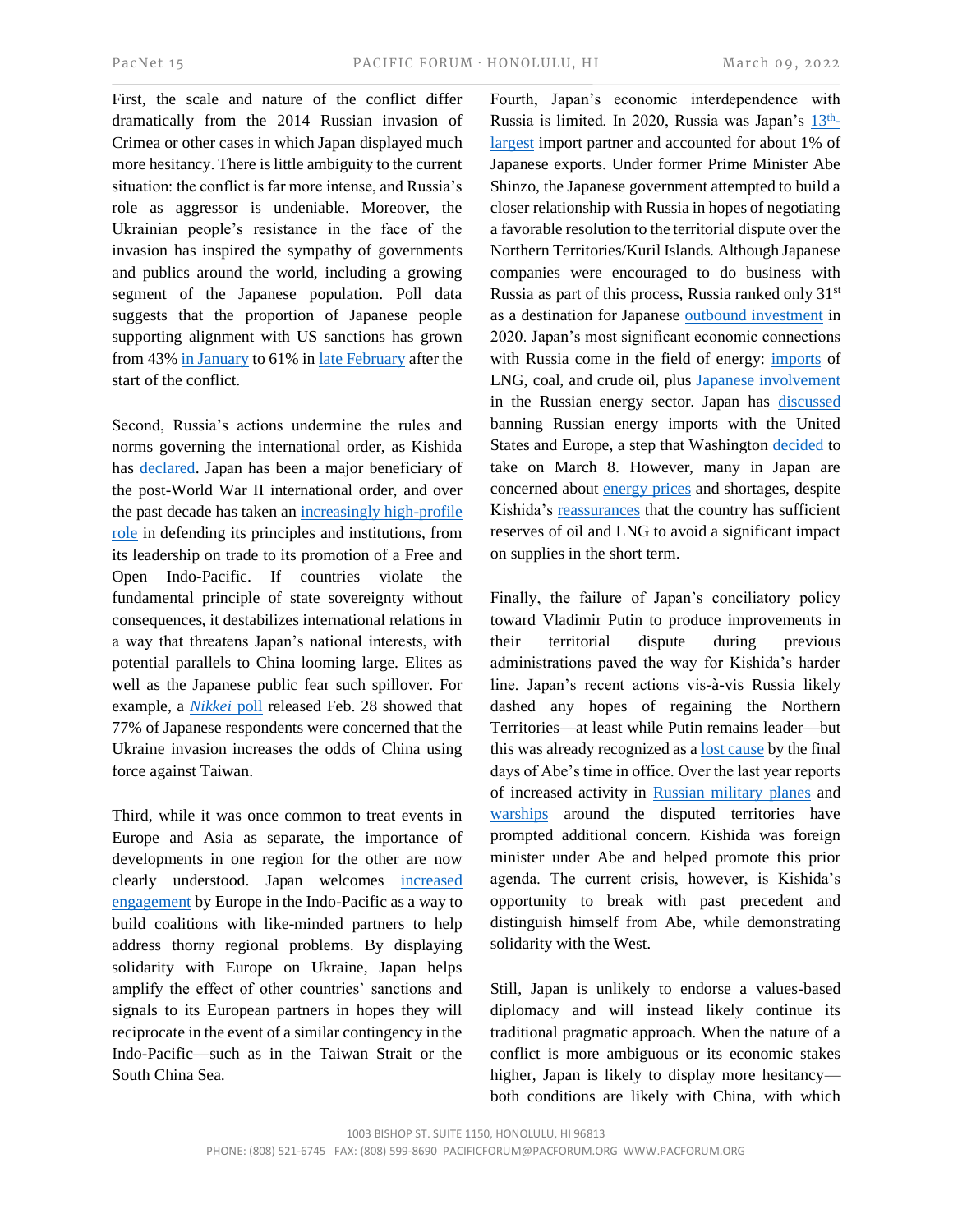First, the scale and nature of the conflict differ dramatically from the 2014 Russian invasion of Crimea or other cases in which Japan displayed much more hesitancy. There is little ambiguity to the current situation: the conflict is far more intense, and Russia's role as aggressor is undeniable. Moreover, the Ukrainian people's resistance in the face of the invasion has inspired the sympathy of governments and publics around the world, including a growing segment of the Japanese population. Poll data suggests that the proportion of Japanese people supporting alignment with US sanctions has grown from 43% in January to 61% in late February after the start of the conflict.

Second, Russia's actions undermine the rules and norms governing the international order, as Kishida has declared. Japan has been a major beneficiary of the post-World War II international order, and over the past decade has taken an increasingly high-profile role in defending its principles and institutions, from its leadership on trade to its promotion of a Free and Open Indo-Pacific. If countries violate the fundamental principle of state sovereignty without consequences, it destabilizes international relations in a way that threatens Japan's national interests, with potential parallels to China looming large. Elites as well as the Japanese public fear such spillover. For example, a *Nikkei* poll released Feb. 28 showed that 77% of Japanese respondents were concerned that the Ukraine invasion increases the odds of China using force against Taiwan.

Third, while it was once common to treat events in Europe and Asia as separate, the importance of developments in one region for the other are now clearly understood. Japan welcomes increased engagement by Europe in the Indo-Pacific as a way to build coalitions with like-minded partners to help address thorny regional problems. By displaying solidarity with Europe on Ukraine, Japan helps amplify the effect of other countries' sanctions and signals to its European partners in hopes they will reciprocate in the event of a similar contingency in the Indo-Pacific—such as in the Taiwan Strait or the South China Sea.

Fourth, Japan's economic interdependence with Russia is limited. In 2020, Russia was Japan's 13th-largest import partner and accounted for about 1% of Japanese exports. Under former Prime Minister Abe Shinzo, the Japanese government attempted to build a closer relationship with Russia in hopes of negotiating a favorable resolution to the territorial dispute over the Northern Territories/Kuril Islands. Although Japanese companies were encouraged to do business with Russia as part of this process, Russia ranked only 31st as a destination for Japanese outbound investment in 2020. Japan's most significant economic connections with Russia come in the field of energy: imports of LNG, coal, and crude oil, plus Japanese involvement in the Russian energy sector. Japan has discussed banning Russian energy imports with the United States and Europe, a step that Washington decided to take on March 8. However, many in Japan are concerned about energy prices and shortages, despite Kishida's reassurances that the country has sufficient reserves of oil and LNG to avoid a significant impact on supplies in the short term.

Finally, the failure of Japan's conciliatory policy toward Vladimir Putin to produce improvements in their territorial dispute during previous administrations paved the way for Kishida's harder line. Japan's recent actions vis-à-vis Russia likely dashed any hopes of regaining the Northern Territories—at least while Putin remains leader—but this was already recognized as a lost cause by the final days of Abe's time in office. Over the last year reports of increased activity in Russian military planes and warships around the disputed territories have prompted additional concern. Kishida was foreign minister under Abe and helped promote this prior agenda. The current crisis, however, is Kishida's opportunity to break with past precedent and distinguish himself from Abe, while demonstrating solidarity with the West.

Still, Japan is unlikely to endorse a values-based diplomacy and will instead likely continue its traditional pragmatic approach. When the nature of a conflict is more ambiguous or its economic stakes higher, Japan is likely to display more hesitancy—both conditions are likely with China, with which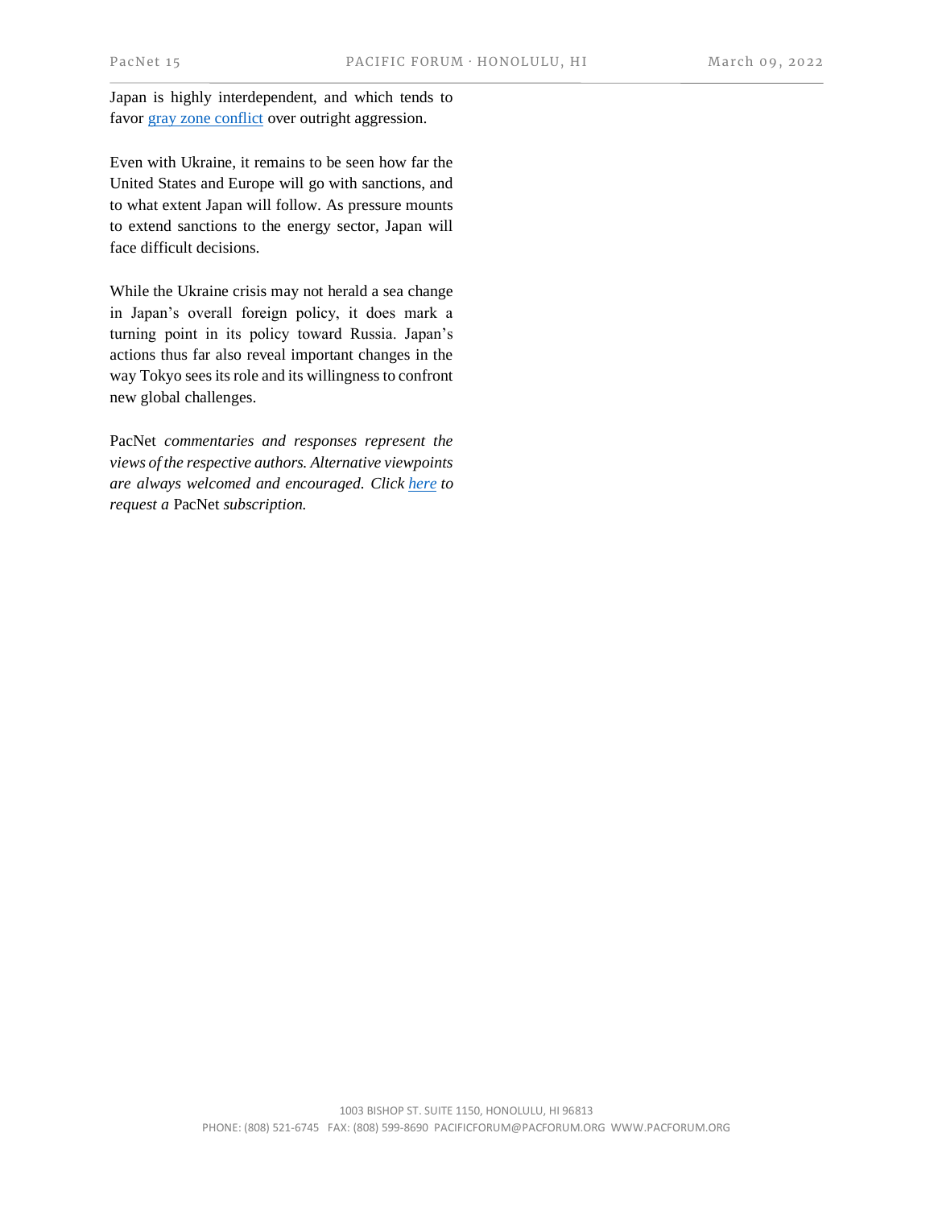Japan is highly interdependent, and which tends to favor gray zone conflict over outright aggression.

Even with Ukraine, it remains to be seen how far the United States and Europe will go with sanctions, and to what extent Japan will follow. As pressure mounts to extend sanctions to the energy sector, Japan will face difficult decisions.

While the Ukraine crisis may not herald a sea change in Japan's overall foreign policy, it does mark a turning point in its policy toward Russia. Japan's actions thus far also reveal important changes in the way Tokyo sees its role and its willingness to confront new global challenges.

PacNet *commentaries and responses represent the views of the respective authors. Alternative viewpoints are always welcomed and encouraged. Click here to request a* PacNet *subscription.*